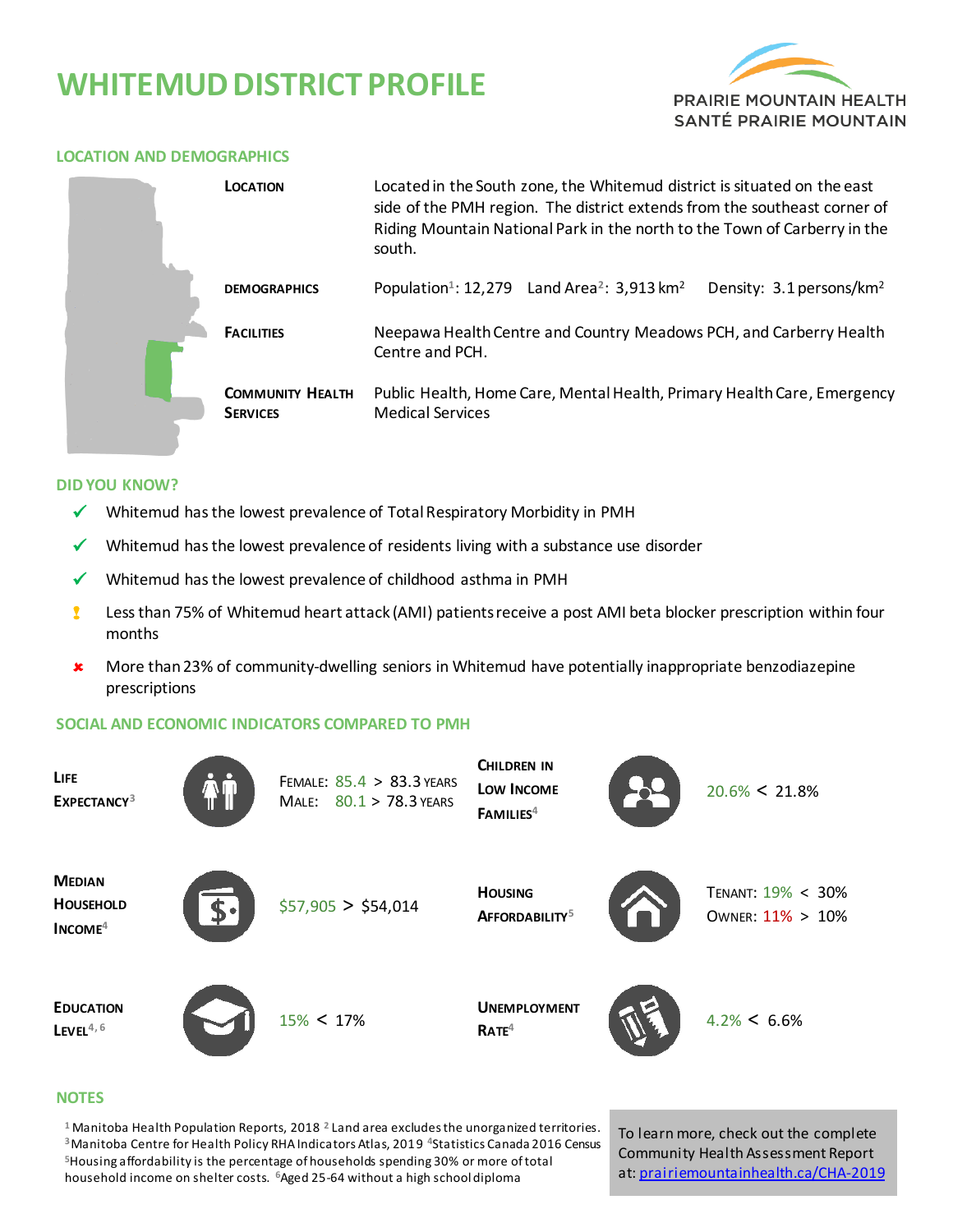# WHITEMUD DISTRICT PROFILE

PRAIRIE MOUNTAIN HEALTH
SANTÉ PRAIRIE MOUNTAIN

## LOCATION AND DEMOGRAPHICS

| | |
|---|---|
| **LOCATION** | Located in the South zone, the Whitemud district is situated on the east side of the PMH region. The district extends from the southeast corner of Riding Mountain National Park in the north to the Town of Carberry in the south. |
| **DEMOGRAPHICS** | Population[1]: 12,279   Land Area[2]: 3,913 km²   Density: 3.1 persons/km² |
| **FACILITIES** | Neepawa Health Centre and Country Meadows PCH, and Carberry Health Centre and PCH. |
| **COMMUNITY HEALTH SERVICES** | Public Health, Home Care, Mental Health, Primary Health Care, Emergency Medical Services |

## DID YOU KNOW?

- ✓ Whitemud has the lowest prevalence of Total Respiratory Morbidity in PMH
- ✓ Whitemud has the lowest prevalence of residents living with a substance use disorder
- ✓ Whitemud has the lowest prevalence of childhood asthma in PMH
- ! Less than 75% of Whitemud heart attack (AMI) patients receive a post AMI beta blocker prescription within four months
- ✘ More than 23% of community-dwelling seniors in Whitemud have potentially inappropriate benzodiazepine prescriptions

## SOCIAL AND ECONOMIC INDICATORS COMPARED TO PMH

| Indicator | Whitemud vs PMH | Indicator | Whitemud vs PMH |
|---|---|---|---|
| **LIFE EXPECTANCY**[3] | FEMALE: 85.4 > 83.3 YEARS<br>MALE: 80.1 > 78.3 YEARS | **CHILDREN IN LOW INCOME FAMILIES**[4] | 20.6% < 21.8% |
| **MEDIAN HOUSEHOLD INCOME**[4] | $57,905 > $54,014 | **HOUSING AFFORDABILITY**[5] | TENANT: 19% < 30%<br>OWNER: 11% > 10% |
| **EDUCATION LEVEL**[4, 6] | 15% < 17% | **UNEMPLOYMENT RATE**[4] | 4.2% < 6.6% |

## NOTES

[1] Manitoba Health Population Reports, 2018 [2] Land area excludes the unorganized territories. [3] Manitoba Centre for Health Policy RHA Indicators Atlas, 2019 [4] Statistics Canada 2016 Census [5] Housing affordability is the percentage of households spending 30% or more of total household income on shelter costs. [6] Aged 25-64 without a high school diploma

To learn more, check out the complete Community Health Assessment Report at: [prairiemountainhealth.ca/CHA-2019](prairiemountainhealth.ca/CHA-2019)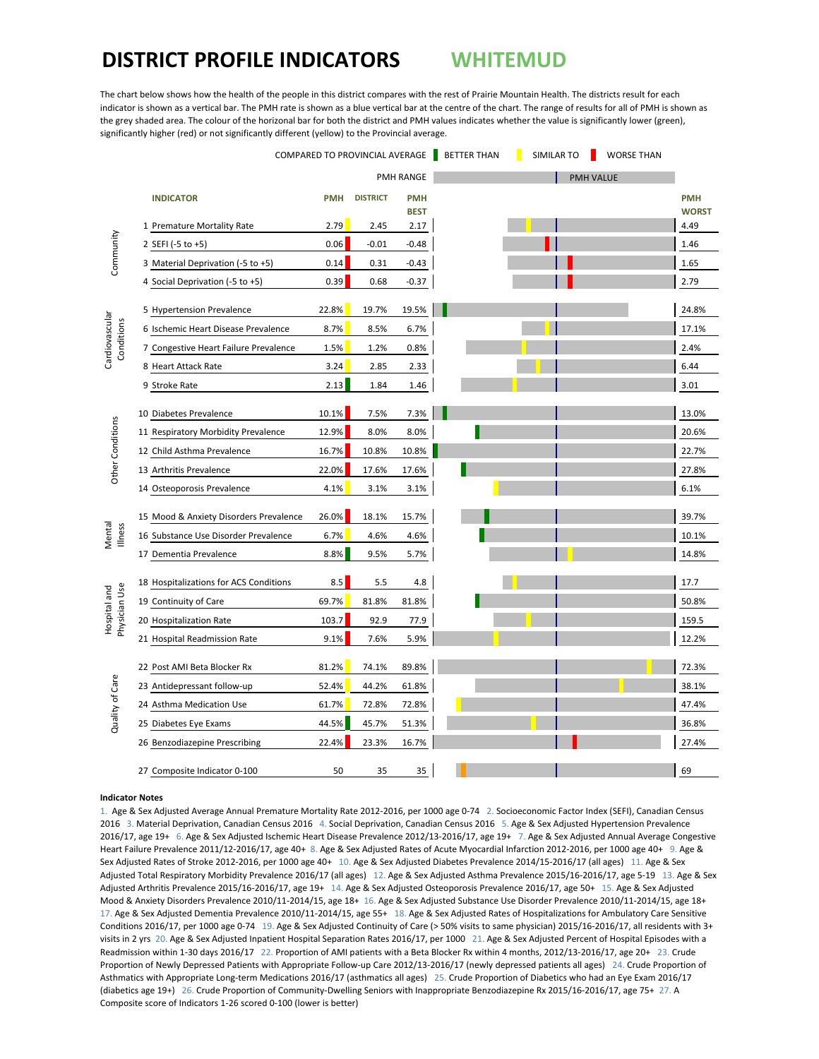# DISTRICT PROFILE INDICATORS WHITEMUD

The chart below shows how the health of the people in this district compares with the rest of Prairie Mountain Health. The districts result for each indicator is shown as a vertical bar. The PMH rate is shown as a blue vertical bar at the centre of the chart. The range of results for all of PMH is shown as the grey shaded area. The colour of the horizonal bar for both the district and PMH values indicates whether the value is significantly lower (green), significantly higher (red) or not significantly different (yellow) to the Provincial average.

COMPARED TO PROVINCIAL AVERAGE BETTER THAN SIMILAR TO WORSE THAN

PMH RANGE PMH VALUE

| | INDICATOR | PMH | DISTRICT | PMH BEST | PMH WORST |
|---|---|---|---|---|---|
| Community | 1 Premature Mortality Rate | 2.79 | 2.45 | 2.17 | 4.49 |
| | 2 SEFI (-5 to +5) | 0.06 | -0.01 | -0.48 | 1.46 |
| | 3 Material Deprivation (-5 to +5) | 0.14 | 0.31 | -0.43 | 1.65 |
| | 4 Social Deprivation (-5 to +5) | 0.39 | 0.68 | -0.37 | 2.79 |
| Cardiovascular Conditions | 5 Hypertension Prevalence | 22.8% | 19.7% | 19.5% | 24.8% |
| | 6 Ischemic Heart Disease Prevalence | 8.7% | 8.5% | 6.7% | 17.1% |
| | 7 Congestive Heart Failure Prevalence | 1.5% | 1.2% | 0.8% | 2.4% |
| | 8 Heart Attack Rate | 3.24 | 2.85 | 2.33 | 6.44 |
| | 9 Stroke Rate | 2.13 | 1.84 | 1.46 | 3.01 |
| Other Conditions | 10 Diabetes Prevalence | 10.1% | 7.5% | 7.3% | 13.0% |
| | 11 Respiratory Morbidity Prevalence | 12.9% | 8.0% | 8.0% | 20.6% |
| | 12 Child Asthma Prevalence | 16.7% | 10.8% | 10.8% | 22.7% |
| | 13 Arthritis Prevalence | 22.0% | 17.6% | 17.6% | 27.8% |
| | 14 Osteoporosis Prevalence | 4.1% | 3.1% | 3.1% | 6.1% |
| Mental Illness | 15 Mood & Anxiety Disorders Prevalence | 26.0% | 18.1% | 15.7% | 39.7% |
| | 16 Substance Use Disorder Prevalence | 6.7% | 4.6% | 4.6% | 10.1% |
| | 17 Dementia Prevalence | 8.8% | 9.5% | 5.7% | 14.8% |
| Hospital and Physician Use | 18 Hospitalizations for ACS Conditions | 8.5 | 5.5 | 4.8 | 17.7 |
| | 19 Continuity of Care | 69.7% | 81.8% | 81.8% | 50.8% |
| | 20 Hospitalization Rate | 103.7 | 92.9 | 77.9 | 159.5 |
| | 21 Hospital Readmission Rate | 9.1% | 7.6% | 5.9% | 12.2% |
| Quality of Care | 22 Post AMI Beta Blocker Rx | 81.2% | 74.1% | 89.8% | 72.3% |
| | 23 Antidepressant follow-up | 52.4% | 44.2% | 61.8% | 38.1% |
| | 24 Asthma Medication Use | 61.7% | 72.8% | 72.8% | 47.4% |
| | 25 Diabetes Eye Exams | 44.5% | 45.7% | 51.3% | 36.8% |
| | 26 Benzodiazepine Prescribing | 22.4% | 23.3% | 16.7% | 27.4% |
| | 27 Composite Indicator 0-100 | 50 | 35 | 35 | 69 |

**Indicator Notes**

1. Age & Sex Adjusted Average Annual Premature Mortality Rate 2012-2016, per 1000 age 0-74 2. Socioeconomic Factor Index (SEFI), Canadian Census 2016 3. Material Deprivation, Canadian Census 2016 4. Social Deprivation, Canadian Census 2016 5. Age & Sex Adjusted Hypertension Prevalence 2016/17, age 19+ 6. Age & Sex Adjusted Ischemic Heart Disease Prevalence 2012/13-2016/17, age 19+ 7. Age & Sex Adjusted Annual Average Congestive Heart Failure Prevalence 2011/12-2016/17, age 40+ 8. Age & Sex Adjusted Rates of Acute Myocardial Infarction 2012-2016, per 1000 age 40+ 9. Age & Sex Adjusted Rates of Stroke 2012-2016, per 1000 age 40+ 10. Age & Sex Adjusted Diabetes Prevalence 2014/15-2016/17 (all ages) 11. Age & Sex Adjusted Total Respiratory Morbidity Prevalence 2016/17 (all ages) 12. Age & Sex Adjusted Asthma Prevalence 2015/16-2016/17, age 5-19 13. Age & Sex Adjusted Arthritis Prevalence 2015/16-2016/17, age 19+ 14. Age & Sex Adjusted Osteoporosis Prevalence 2016/17, age 50+ 15. Age & Sex Adjusted Mood & Anxiety Disorders Prevalence 2010/11-2014/15, age 18+ 16. Age & Sex Adjusted Substance Use Disorder Prevalence 2010/11-2014/15, age 18+ 17. Age & Sex Adjusted Dementia Prevalence 2010/11-2014/15, age 55+ 18. Age & Sex Adjusted Rates of Hospitalizations for Ambulatory Care Sensitive Conditions 2016/17, per 1000 age 0-74 19. Age & Sex Adjusted Continuity of Care (> 50% visits to same physician) 2015/16-2016/17, all residents with 3+ visits in 2 yrs 20. Age & Sex Adjusted Inpatient Hospital Separation Rates 2016/17, per 1000 21. Age & Sex Adjusted Percent of Hospital Episodes with a Readmission within 1-30 days 2016/17 22. Proportion of AMI patients with a Beta Blocker Rx within 4 months, 2012/13-2016/17, age 20+ 23. Crude Proportion of Newly Depressed Patients with Appropriate Follow-up Care 2012/13-2016/17 (newly depressed patients all ages) 24. Crude Proportion of Asthmatics with Appropriate Long-term Medications 2016/17 (asthmatics all ages) 25. Crude Proportion of Diabetics who had an Eye Exam 2016/17 (diabetics age 19+) 26. Crude Proportion of Community-Dwelling Seniors with Inappropriate Benzodiazepine Rx 2015/16-2016/17, age 75+ 27. A Composite score of Indicators 1-26 scored 0-100 (lower is better)